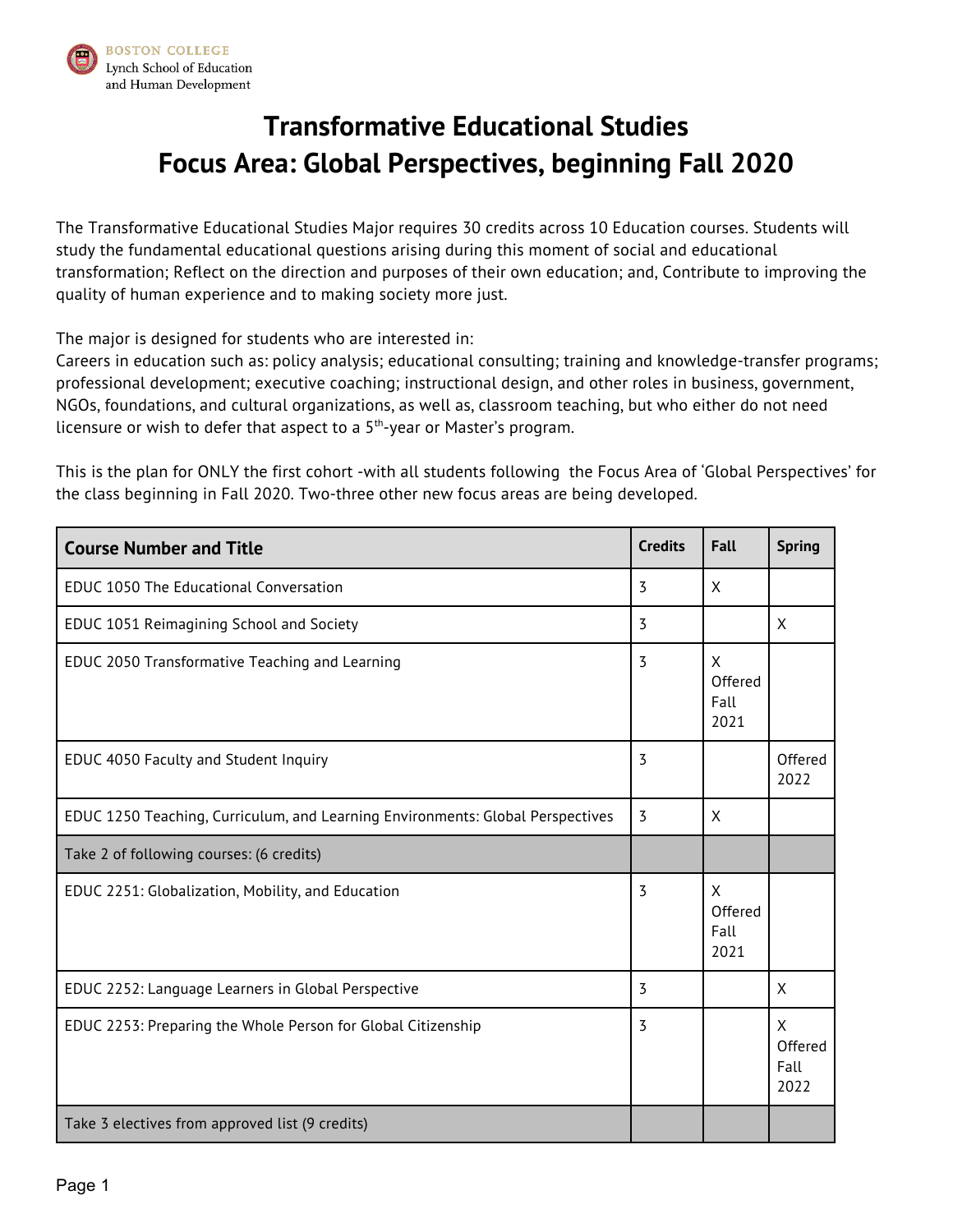Boston College Lynch School of Education and Human Development

# Transformative Educational Studies
# Focus Area: Global Perspectives, beginning Fall 2020

The Transformative Educational Studies Major requires 30 credits across 10 Education courses. Students will study the fundamental educational questions arising during this moment of social and educational transformation; Reflect on the direction and purposes of their own education; and, Contribute to improving the quality of human experience and to making society more just.

The major is designed for students who are interested in:
Careers in education such as: policy analysis; educational consulting; training and knowledge-transfer programs; professional development; executive coaching; instructional design, and other roles in business, government, NGOs, foundations, and cultural organizations, as well as, classroom teaching, but who either do not need licensure or wish to defer that aspect to a 5th-year or Master's program.

This is the plan for ONLY the first cohort -with all students following the Focus Area of 'Global Perspectives' for the class beginning in Fall 2020. Two-three other new focus areas are being developed.

| Course Number and Title | Credits | Fall | Spring |
|---|---|---|---|
| EDUC 1050 The Educational Conversation | 3 | X | |
| EDUC 1051 Reimagining School and Society | 3 | | X |
| EDUC 2050 Transformative Teaching and Learning | 3 | X Offered Fall 2021 | |
| EDUC 4050 Faculty and Student Inquiry | 3 | | Offered 2022 |
| EDUC 1250 Teaching, Curriculum, and Learning Environments: Global Perspectives | 3 | X | |
| Take 2 of following courses: (6 credits) | | | |
| EDUC 2251: Globalization, Mobility, and Education | 3 | X Offered Fall 2021 | |
| EDUC 2252: Language Learners in Global Perspective | 3 | | X |
| EDUC 2253: Preparing the Whole Person for Global Citizenship | 3 | | X Offered Fall 2022 |
| Take 3 electives from approved list (9 credits) | | | |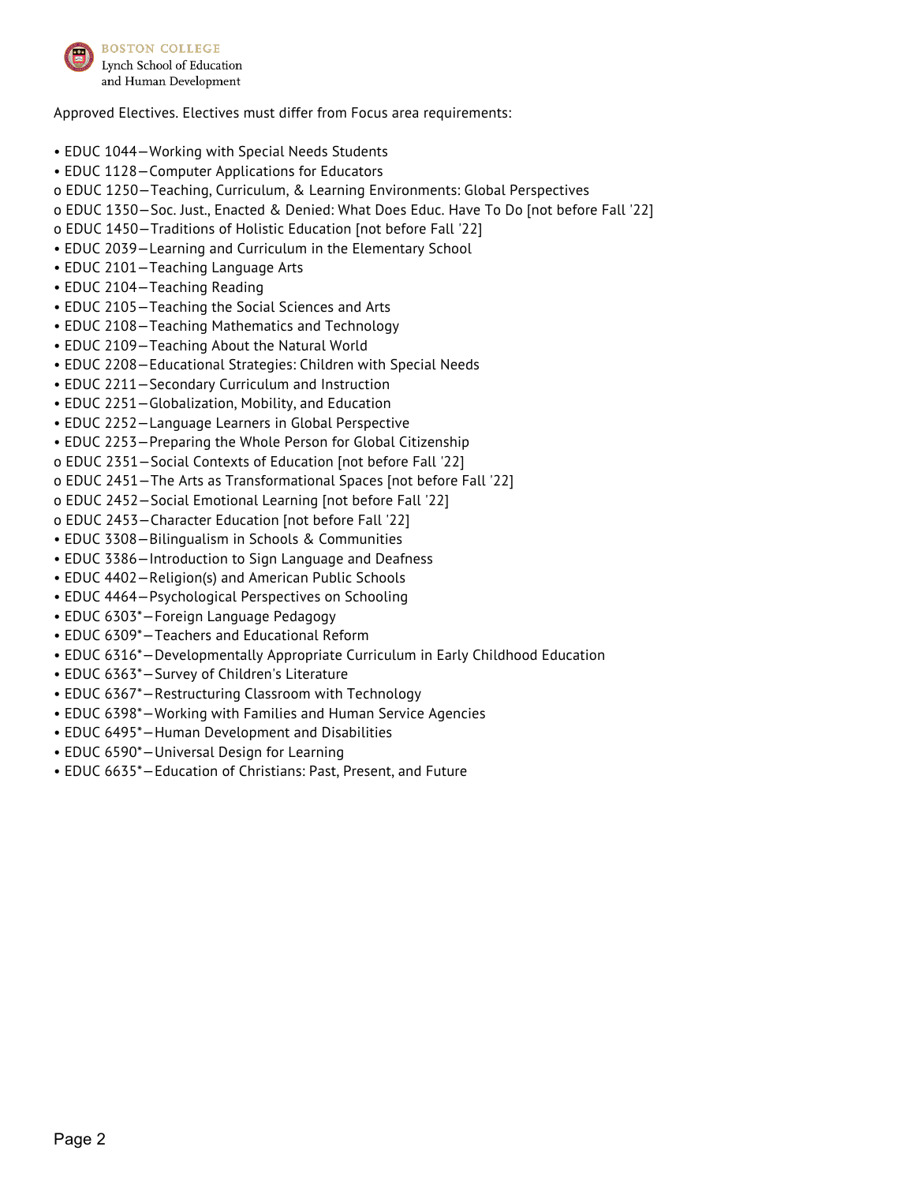Approved Electives. Electives must differ from Focus area requirements:

- EDUC 1044—Working with Special Needs Students
- EDUC 1128—Computer Applications for Educators
  - EDUC 1250—Teaching, Curriculum, & Learning Environments: Global Perspectives
  - EDUC 1350—Soc. Just., Enacted & Denied: What Does Educ. Have To Do [not before Fall '22]
  - EDUC 1450—Traditions of Holistic Education [not before Fall '22]
- EDUC 2039—Learning and Curriculum in the Elementary School
- EDUC 2101—Teaching Language Arts
- EDUC 2104—Teaching Reading
- EDUC 2105—Teaching the Social Sciences and Arts
- EDUC 2108—Teaching Mathematics and Technology
- EDUC 2109—Teaching About the Natural World
- EDUC 2208—Educational Strategies: Children with Special Needs
- EDUC 2211—Secondary Curriculum and Instruction
- EDUC 2251—Globalization, Mobility, and Education
- EDUC 2252—Language Learners in Global Perspective
- EDUC 2253—Preparing the Whole Person for Global Citizenship
  - EDUC 2351—Social Contexts of Education [not before Fall '22]
  - EDUC 2451—The Arts as Transformational Spaces [not before Fall '22]
  - EDUC 2452—Social Emotional Learning [not before Fall '22]
  - EDUC 2453—Character Education [not before Fall '22]
- EDUC 3308—Bilingualism in Schools & Communities
- EDUC 3386—Introduction to Sign Language and Deafness
- EDUC 4402—Religion(s) and American Public Schools
- EDUC 4464—Psychological Perspectives on Schooling
- EDUC 6303*—Foreign Language Pedagogy
- EDUC 6309*—Teachers and Educational Reform
- EDUC 6316*—Developmentally Appropriate Curriculum in Early Childhood Education
- EDUC 6363*—Survey of Children's Literature
- EDUC 6367*—Restructuring Classroom with Technology
- EDUC 6398*—Working with Families and Human Service Agencies
- EDUC 6495*—Human Development and Disabilities
- EDUC 6590*—Universal Design for Learning
- EDUC 6635*—Education of Christians: Past, Present, and Future